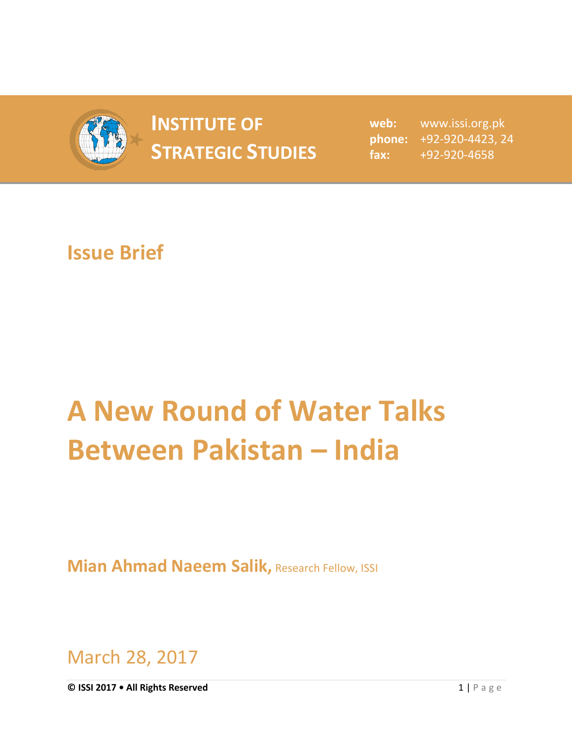**INSTITUTE OF STRATEGIC STUDIES**

**web:** www.issi.org.pk
**phone:** +92-920-4423, 24
**fax:** +92-920-4658

## Issue Brief

# A New Round of Water Talks Between Pakistan – India

**Mian Ahmad Naeem Salik,** Research Fellow, ISSI

March 28, 2017

**© ISSI 2017 • All Rights Reserved**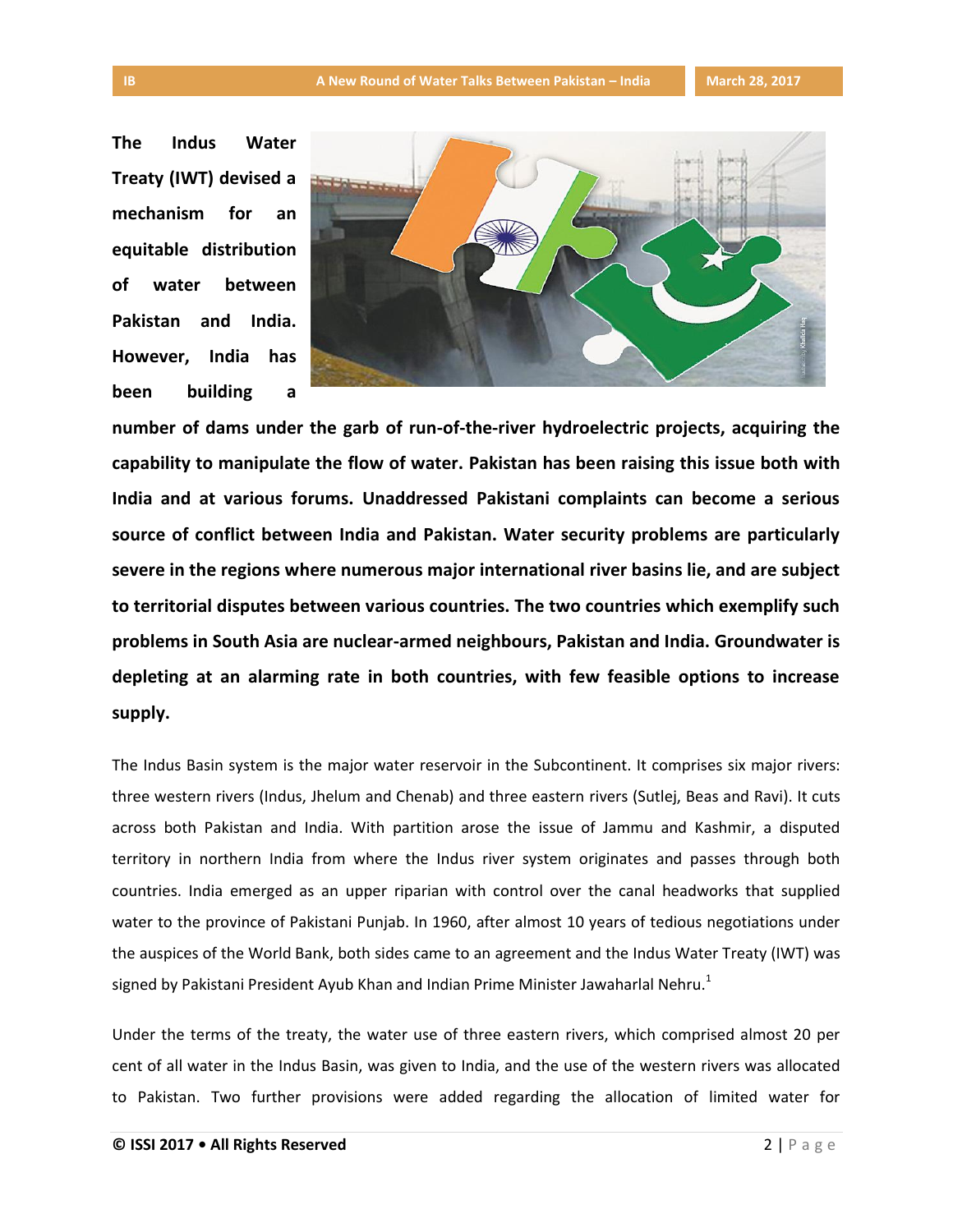**The Indus Water Treaty (IWT) devised a mechanism for an equitable distribution of water between Pakistan and India. However, India has been building a number of dams under the garb of run-of-the-river hydroelectric projects, acquiring the capability to manipulate the flow of water. Pakistan has been raising this issue both with India and at various forums. Unaddressed Pakistani complaints can become a serious source of conflict between India and Pakistan. Water security problems are particularly severe in the regions where numerous major international river basins lie, and are subject to territorial disputes between various countries. The two countries which exemplify such problems in South Asia are nuclear-armed neighbours, Pakistan and India. Groundwater is depleting at an alarming rate in both countries, with few feasible options to increase supply.**

The Indus Basin system is the major water reservoir in the Subcontinent. It comprises six major rivers: three western rivers (Indus, Jhelum and Chenab) and three eastern rivers (Sutlej, Beas and Ravi). It cuts across both Pakistan and India. With partition arose the issue of Jammu and Kashmir, a disputed territory in northern India from where the Indus river system originates and passes through both countries. India emerged as an upper riparian with control over the canal headworks that supplied water to the province of Pakistani Punjab. In 1960, after almost 10 years of tedious negotiations under the auspices of the World Bank, both sides came to an agreement and the Indus Water Treaty (IWT) was signed by Pakistani President Ayub Khan and Indian Prime Minister Jawaharlal Nehru.[1]

Under the terms of the treaty, the water use of three eastern rivers, which comprised almost 20 per cent of all water in the Indus Basin, was given to India, and the use of the western rivers was allocated to Pakistan. Two further provisions were added regarding the allocation of limited water for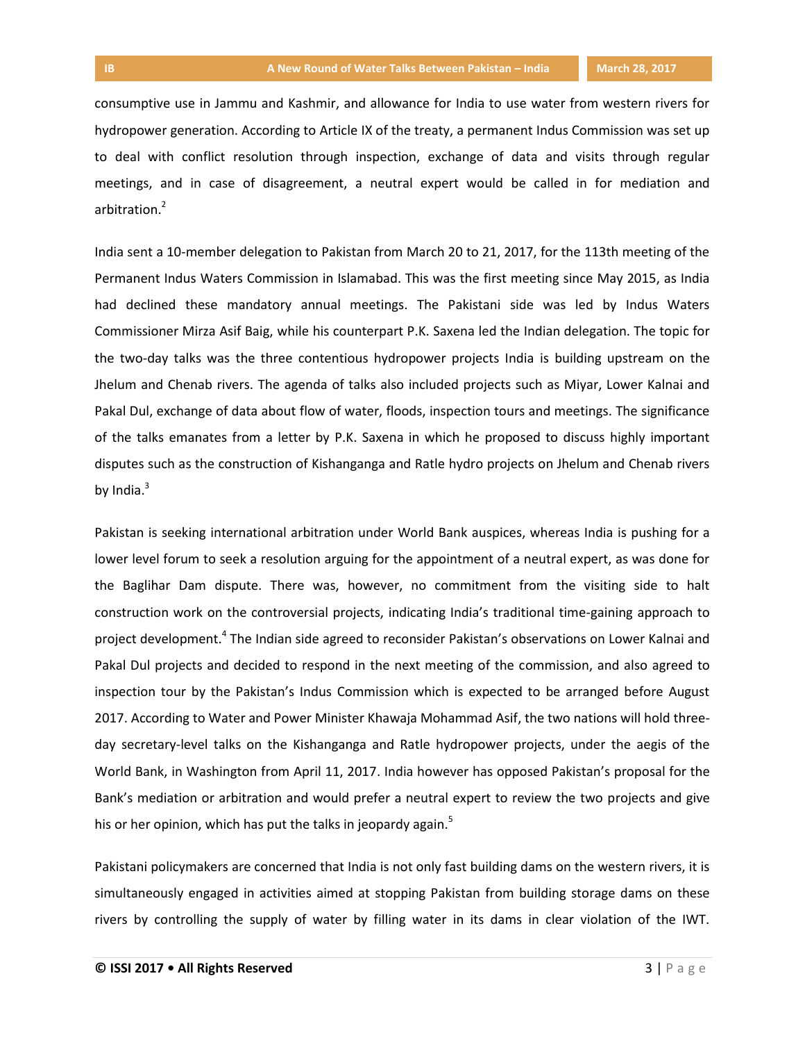consumptive use in Jammu and Kashmir, and allowance for India to use water from western rivers for hydropower generation. According to Article IX of the treaty, a permanent Indus Commission was set up to deal with conflict resolution through inspection, exchange of data and visits through regular meetings, and in case of disagreement, a neutral expert would be called in for mediation and arbitration.[2]

India sent a 10-member delegation to Pakistan from March 20 to 21, 2017, for the 113th meeting of the Permanent Indus Waters Commission in Islamabad. This was the first meeting since May 2015, as India had declined these mandatory annual meetings. The Pakistani side was led by Indus Waters Commissioner Mirza Asif Baig, while his counterpart P.K. Saxena led the Indian delegation. The topic for the two-day talks was the three contentious hydropower projects India is building upstream on the Jhelum and Chenab rivers. The agenda of talks also included projects such as Miyar, Lower Kalnai and Pakal Dul, exchange of data about flow of water, floods, inspection tours and meetings. The significance of the talks emanates from a letter by P.K. Saxena in which he proposed to discuss highly important disputes such as the construction of Kishanganga and Ratle hydro projects on Jhelum and Chenab rivers by India.[3]

Pakistan is seeking international arbitration under World Bank auspices, whereas India is pushing for a lower level forum to seek a resolution arguing for the appointment of a neutral expert, as was done for the Baglihar Dam dispute. There was, however, no commitment from the visiting side to halt construction work on the controversial projects, indicating India's traditional time-gaining approach to project development.[4] The Indian side agreed to reconsider Pakistan's observations on Lower Kalnai and Pakal Dul projects and decided to respond in the next meeting of the commission, and also agreed to inspection tour by the Pakistan's Indus Commission which is expected to be arranged before August 2017. According to Water and Power Minister Khawaja Mohammad Asif, the two nations will hold three-day secretary-level talks on the Kishanganga and Ratle hydropower projects, under the aegis of the World Bank, in Washington from April 11, 2017. India however has opposed Pakistan's proposal for the Bank's mediation or arbitration and would prefer a neutral expert to review the two projects and give his or her opinion, which has put the talks in jeopardy again.[5]

Pakistani policymakers are concerned that India is not only fast building dams on the western rivers, it is simultaneously engaged in activities aimed at stopping Pakistan from building storage dams on these rivers by controlling the supply of water by filling water in its dams in clear violation of the IWT.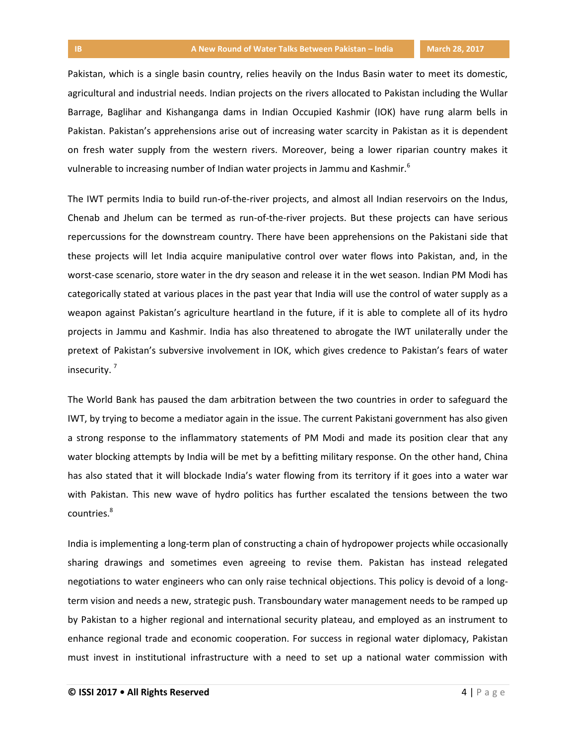Pakistan, which is a single basin country, relies heavily on the Indus Basin water to meet its domestic, agricultural and industrial needs. Indian projects on the rivers allocated to Pakistan including the Wullar Barrage, Baglihar and Kishanganga dams in Indian Occupied Kashmir (IOK) have rung alarm bells in Pakistan. Pakistan's apprehensions arise out of increasing water scarcity in Pakistan as it is dependent on fresh water supply from the western rivers. Moreover, being a lower riparian country makes it vulnerable to increasing number of Indian water projects in Jammu and Kashmir.[6]

The IWT permits India to build run-of-the-river projects, and almost all Indian reservoirs on the Indus, Chenab and Jhelum can be termed as run-of-the-river projects. But these projects can have serious repercussions for the downstream country. There have been apprehensions on the Pakistani side that these projects will let India acquire manipulative control over water flows into Pakistan, and, in the worst-case scenario, store water in the dry season and release it in the wet season. Indian PM Modi has categorically stated at various places in the past year that India will use the control of water supply as a weapon against Pakistan's agriculture heartland in the future, if it is able to complete all of its hydro projects in Jammu and Kashmir. India has also threatened to abrogate the IWT unilaterally under the pretext of Pakistan's subversive involvement in IOK, which gives credence to Pakistan's fears of water insecurity. [7]

The World Bank has paused the dam arbitration between the two countries in order to safeguard the IWT, by trying to become a mediator again in the issue. The current Pakistani government has also given a strong response to the inflammatory statements of PM Modi and made its position clear that any water blocking attempts by India will be met by a befitting military response. On the other hand, China has also stated that it will blockade India's water flowing from its territory if it goes into a water war with Pakistan. This new wave of hydro politics has further escalated the tensions between the two countries.[8]

India is implementing a long-term plan of constructing a chain of hydropower projects while occasionally sharing drawings and sometimes even agreeing to revise them. Pakistan has instead relegated negotiations to water engineers who can only raise technical objections. This policy is devoid of a long-term vision and needs a new, strategic push. Transboundary water management needs to be ramped up by Pakistan to a higher regional and international security plateau, and employed as an instrument to enhance regional trade and economic cooperation. For success in regional water diplomacy, Pakistan must invest in institutional infrastructure with a need to set up a national water commission with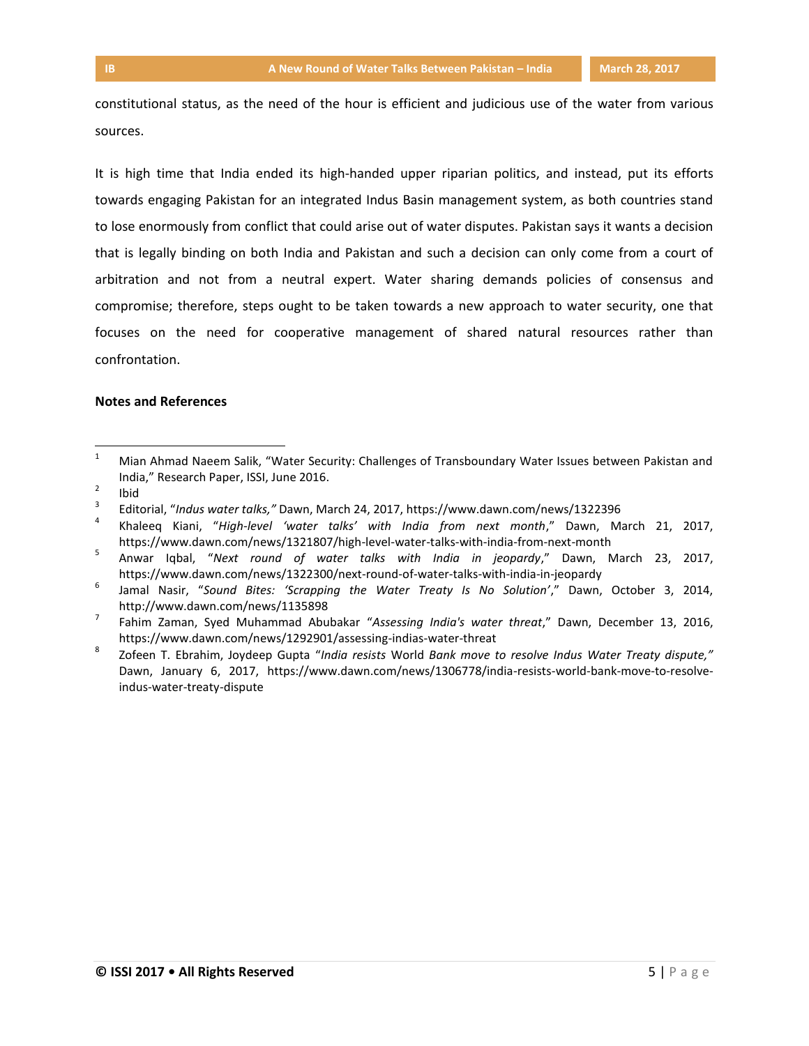constitutional status, as the need of the hour is efficient and judicious use of the water from various sources.

It is high time that India ended its high-handed upper riparian politics, and instead, put its efforts towards engaging Pakistan for an integrated Indus Basin management system, as both countries stand to lose enormously from conflict that could arise out of water disputes. Pakistan says it wants a decision that is legally binding on both India and Pakistan and such a decision can only come from a court of arbitration and not from a neutral expert. Water sharing demands policies of consensus and compromise; therefore, steps ought to be taken towards a new approach to water security, one that focuses on the need for cooperative management of shared natural resources rather than confrontation.

**Notes and References**

[1] Mian Ahmad Naeem Salik, "Water Security: Challenges of Transboundary Water Issues between Pakistan and India," Research Paper, ISSI, June 2016.

[2] Ibid

[3] Editorial, "*Indus water talks,"* Dawn, March 24, 2017, https://www.dawn.com/news/1322396

[4] Khaleeq Kiani, "*High-level 'water talks' with India from next month*," Dawn, March 21, 2017, https://www.dawn.com/news/1321807/high-level-water-talks-with-india-from-next-month

[5] Anwar Iqbal, "*Next round of water talks with India in jeopardy*," Dawn, March 23, 2017, https://www.dawn.com/news/1322300/next-round-of-water-talks-with-india-in-jeopardy

[6] Jamal Nasir, "*Sound Bites: 'Scrapping the Water Treaty Is No Solution'*," Dawn, October 3, 2014, http://www.dawn.com/news/1135898

[7] Fahim Zaman, Syed Muhammad Abubakar "*Assessing India's water threat*," Dawn, December 13, 2016, https://www.dawn.com/news/1292901/assessing-indias-water-threat

[8] Zofeen T. Ebrahim, Joydeep Gupta "*India resists* World *Bank move to resolve Indus Water Treaty dispute,"* Dawn, January 6, 2017, https://www.dawn.com/news/1306778/india-resists-world-bank-move-to-resolve-indus-water-treaty-dispute